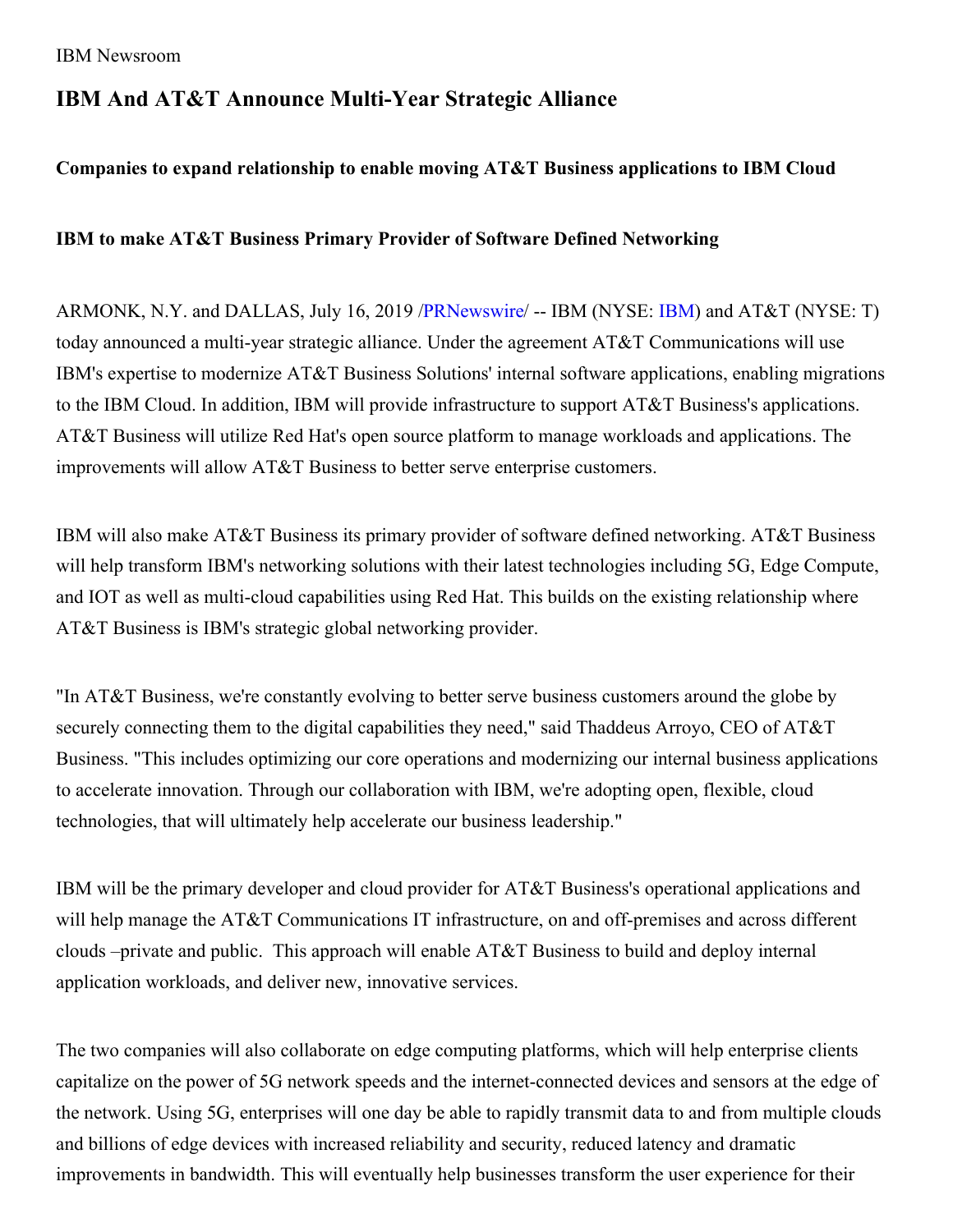IBM Newsroom

# IBM And AT&T Announce Multi-Year Strategic Alliance

### Companies to expand relationship to enable moving AT&T Business applications to IBM Cloud

### IBM to make AT&T Business Primary Provider of Software Defined Networking

ARMONK, N.Y. and DALLAS, July 16, 2019 /PRNewswire/ -- IBM (NYSE: IBM) and AT&T (NYSE: T) today announced a multi-year strategic alliance. Under the agreement AT&T Communications will use IBM's expertise to modernize AT&T Business Solutions' internal software applications, enabling migrations to the IBM Cloud. In addition, IBM will provide infrastructure to support AT&T Business's applications. AT&T Business will utilize Red Hat's open source platform to manage workloads and applications. The improvements will allow AT&T Business to better serve enterprise customers.

IBM will also make AT&T Business its primary provider of software defined networking. AT&T Business will help transform IBM's networking solutions with their latest technologies including 5G, Edge Compute, and IOT as well as multi-cloud capabilities using Red Hat. This builds on the existing relationship where AT&T Business is IBM's strategic global networking provider.

"In AT&T Business, we're constantly evolving to better serve business customers around the globe by securely connecting them to the digital capabilities they need," said Thaddeus Arroyo, CEO of AT&T Business. "This includes optimizing our core operations and modernizing our internal business applications to accelerate innovation. Through our collaboration with IBM, we're adopting open, flexible, cloud technologies, that will ultimately help accelerate our business leadership."

IBM will be the primary developer and cloud provider for AT&T Business's operational applications and will help manage the AT&T Communications IT infrastructure, on and off-premises and across different clouds –private and public.  This approach will enable AT&T Business to build and deploy internal application workloads, and deliver new, innovative services.

The two companies will also collaborate on edge computing platforms, which will help enterprise clients capitalize on the power of 5G network speeds and the internet-connected devices and sensors at the edge of the network. Using 5G, enterprises will one day be able to rapidly transmit data to and from multiple clouds and billions of edge devices with increased reliability and security, reduced latency and dramatic improvements in bandwidth. This will eventually help businesses transform the user experience for their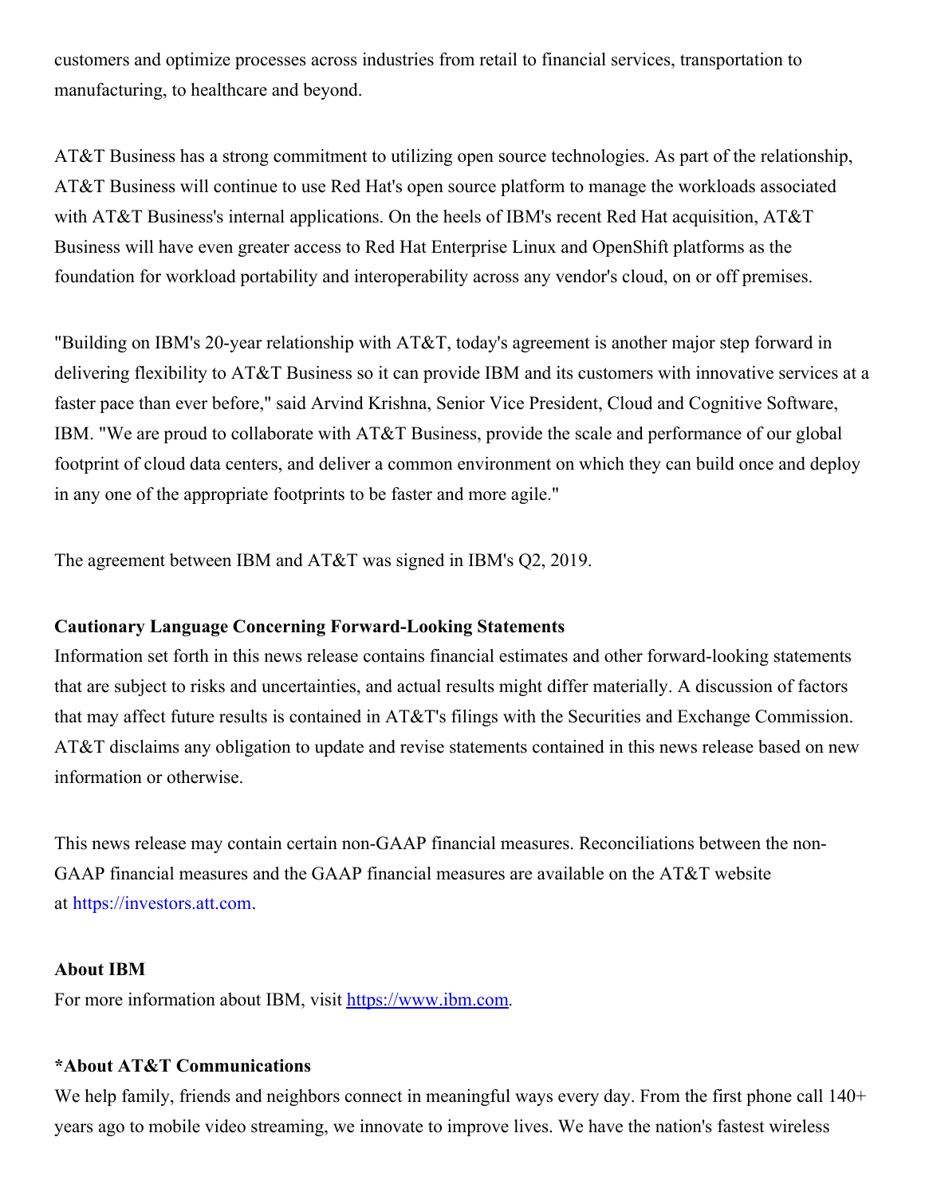customers and optimize processes across industries from retail to financial services, transportation to manufacturing, to healthcare and beyond.

AT&T Business has a strong commitment to utilizing open source technologies. As part of the relationship, AT&T Business will continue to use Red Hat's open source platform to manage the workloads associated with AT&T Business's internal applications. On the heels of IBM's recent Red Hat acquisition, AT&T Business will have even greater access to Red Hat Enterprise Linux and OpenShift platforms as the foundation for workload portability and interoperability across any vendor's cloud, on or off premises.

"Building on IBM's 20-year relationship with AT&T, today's agreement is another major step forward in delivering flexibility to AT&T Business so it can provide IBM and its customers with innovative services at a faster pace than ever before," said Arvind Krishna, Senior Vice President, Cloud and Cognitive Software, IBM. "We are proud to collaborate with AT&T Business, provide the scale and performance of our global footprint of cloud data centers, and deliver a common environment on which they can build once and deploy in any one of the appropriate footprints to be faster and more agile."

The agreement between IBM and AT&T was signed in IBM's Q2, 2019.

**Cautionary Language Concerning Forward-Looking Statements**

Information set forth in this news release contains financial estimates and other forward-looking statements that are subject to risks and uncertainties, and actual results might differ materially. A discussion of factors that may affect future results is contained in AT&T's filings with the Securities and Exchange Commission. AT&T disclaims any obligation to update and revise statements contained in this news release based on new information or otherwise.

This news release may contain certain non-GAAP financial measures. Reconciliations between the non-GAAP financial measures and the GAAP financial measures are available on the AT&T website at https://investors.att.com.

**About IBM**

For more information about IBM, visit https://www.ibm.com.

**\*About AT&T Communications**

We help family, friends and neighbors connect in meaningful ways every day. From the first phone call 140+ years ago to mobile video streaming, we innovate to improve lives. We have the nation's fastest wireless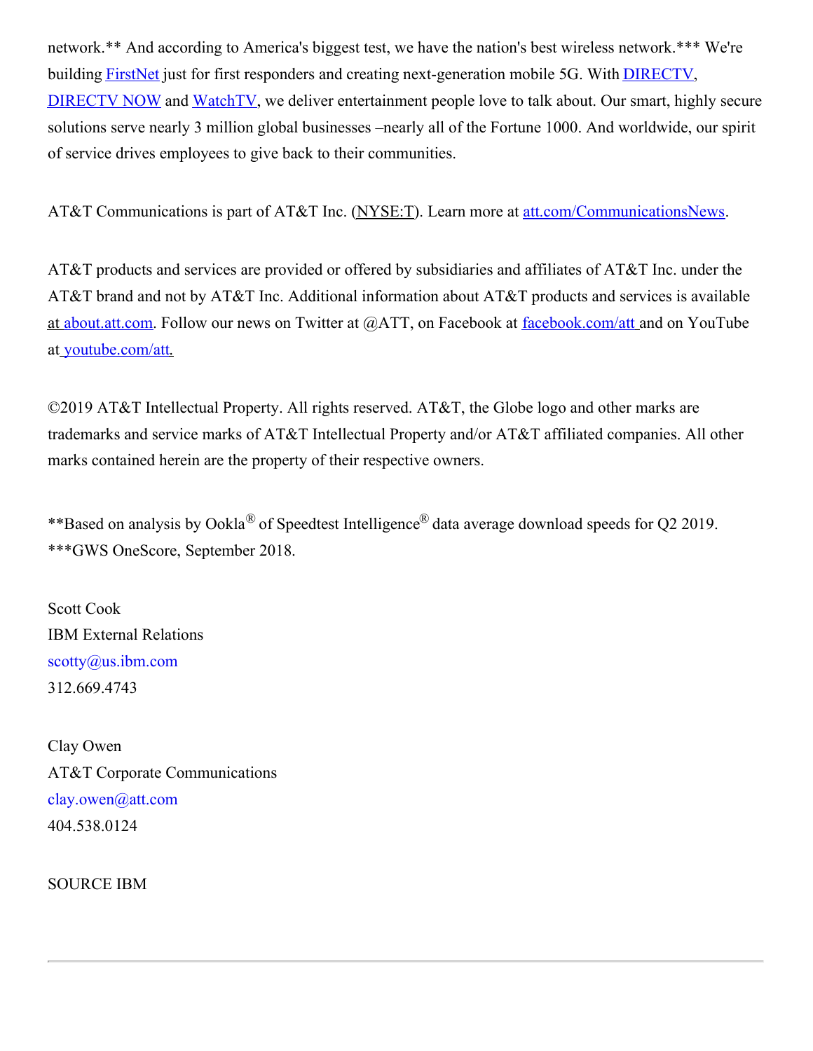network.** And according to America's biggest test, we have the nation's best wireless network.*** We're building FirstNet just for first responders and creating next-generation mobile 5G. With DIRECTV, DIRECTV NOW and WatchTV, we deliver entertainment people love to talk about. Our smart, highly secure solutions serve nearly 3 million global businesses –nearly all of the Fortune 1000. And worldwide, our spirit of service drives employees to give back to their communities.

AT&T Communications is part of AT&T Inc. (NYSE:T). Learn more at att.com/CommunicationsNews.

AT&T products and services are provided or offered by subsidiaries and affiliates of AT&T Inc. under the AT&T brand and not by AT&T Inc. Additional information about AT&T products and services is available at about.att.com. Follow our news on Twitter at @ATT, on Facebook at facebook.com/att and on YouTube at youtube.com/att.

©2019 AT&T Intellectual Property. All rights reserved. AT&T, the Globe logo and other marks are trademarks and service marks of AT&T Intellectual Property and/or AT&T affiliated companies. All other marks contained herein are the property of their respective owners.

**Based on analysis by Ookla® of Speedtest Intelligence® data average download speeds for Q2 2019.
***GWS OneScore, September 2018.

Scott Cook
IBM External Relations
scotty@us.ibm.com
312.669.4743

Clay Owen
AT&T Corporate Communications
clay.owen@att.com
404.538.0124

SOURCE IBM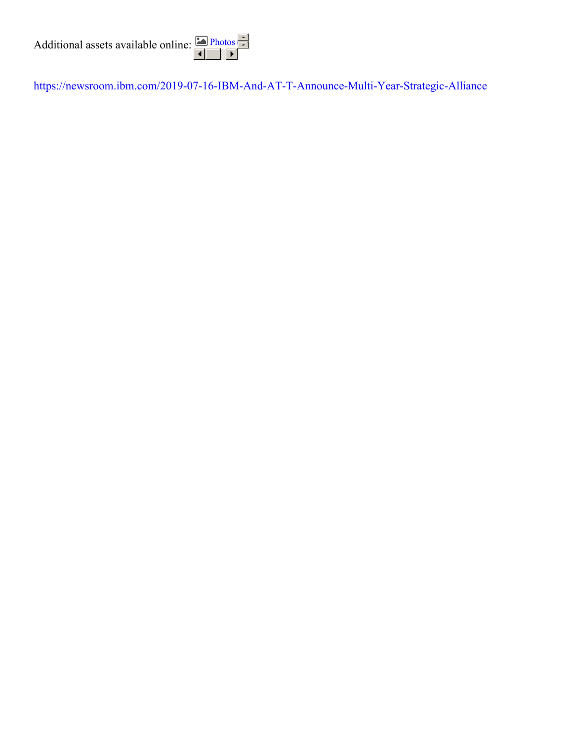Additional assets available online: Photos

https://newsroom.ibm.com/2019-07-16-IBM-And-AT-T-Announce-Multi-Year-Strategic-Alliance